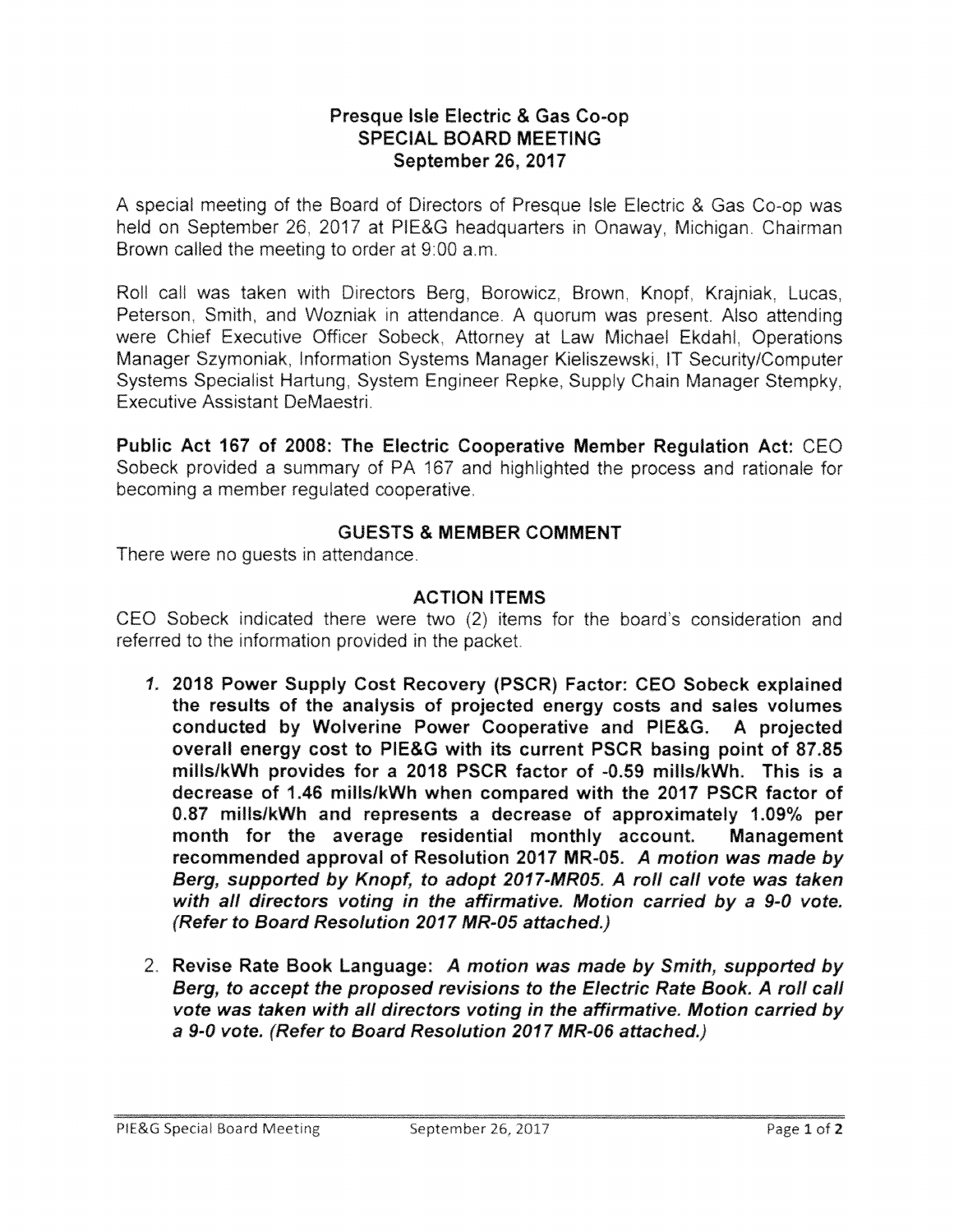# Presque Isle Electric & Gas Co-op
## SPECIAL BOARD MEETING
### September 26, 2017

A special meeting of the Board of Directors of Presque Isle Electric & Gas Co-op was held on September 26, 2017 at PIE&G headquarters in Onaway, Michigan. Chairman Brown called the meeting to order at 9:00 a.m.

Roll call was taken with Directors Berg, Borowicz, Brown, Knopf, Krajniak, Lucas, Peterson, Smith, and Wozniak in attendance. A quorum was present. Also attending were Chief Executive Officer Sobeck, Attorney at Law Michael Ekdahl, Operations Manager Szymoniak, Information Systems Manager Kieliszewski, IT Security/Computer Systems Specialist Hartung, System Engineer Repke, Supply Chain Manager Stempky, Executive Assistant DeMaestri.

**Public Act 167 of 2008: The Electric Cooperative Member Regulation Act:** CEO Sobeck provided a summary of PA 167 and highlighted the process and rationale for becoming a member regulated cooperative.

### GUESTS & MEMBER COMMENT

There were no guests in attendance.

### ACTION ITEMS

CEO Sobeck indicated there were two (2) items for the board's consideration and referred to the information provided in the packet.

1. **2018 Power Supply Cost Recovery (PSCR) Factor: CEO Sobeck explained the results of the analysis of projected energy costs and sales volumes conducted by Wolverine Power Cooperative and PIE&G. A projected overall energy cost to PIE&G with its current PSCR basing point of 87.85 mills/kWh provides for a 2018 PSCR factor of -0.59 mills/kWh. This is a decrease of 1.46 mills/kWh when compared with the 2017 PSCR factor of 0.87 mills/kWh and represents a decrease of approximately 1.09% per month for the average residential monthly account. Management recommended approval of Resolution 2017 MR-05.** ***A motion was made by Berg, supported by Knopf, to adopt 2017-MR05. A roll call vote was taken with all directors voting in the affirmative. Motion carried by a 9-0 vote. (Refer to Board Resolution 2017 MR-05 attached.)***

2. **Revise Rate Book Language:** ***A motion was made by Smith, supported by Berg, to accept the proposed revisions to the Electric Rate Book. A roll call vote was taken with all directors voting in the affirmative. Motion carried by a 9-0 vote. (Refer to Board Resolution 2017 MR-06 attached.)***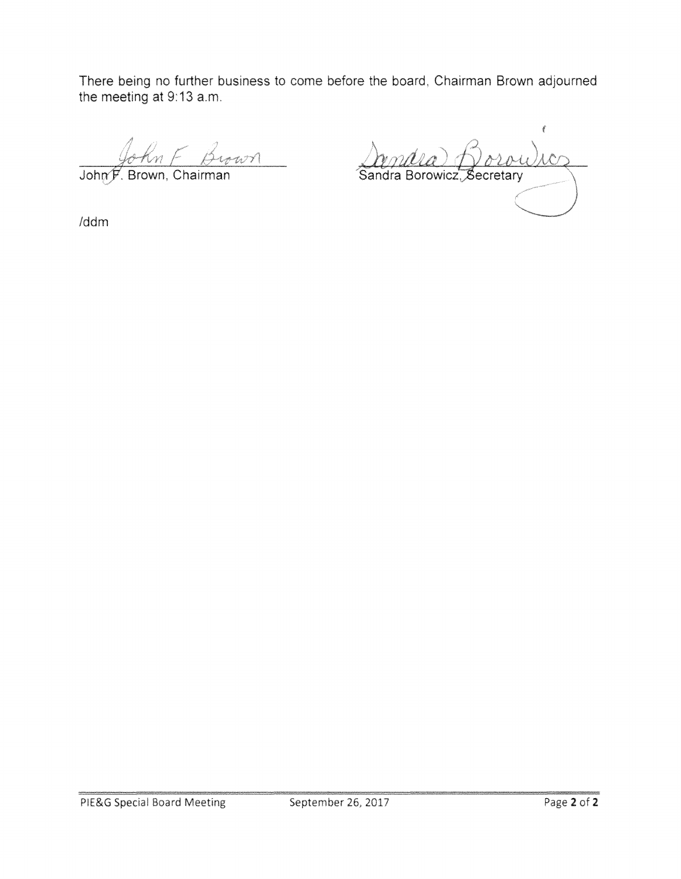There being no further business to come before the board, Chairman Brown adjourned the meeting at 9:13 a.m.

John F. Brown, Chairman

Sandra Borowicz, Secretary

/ddm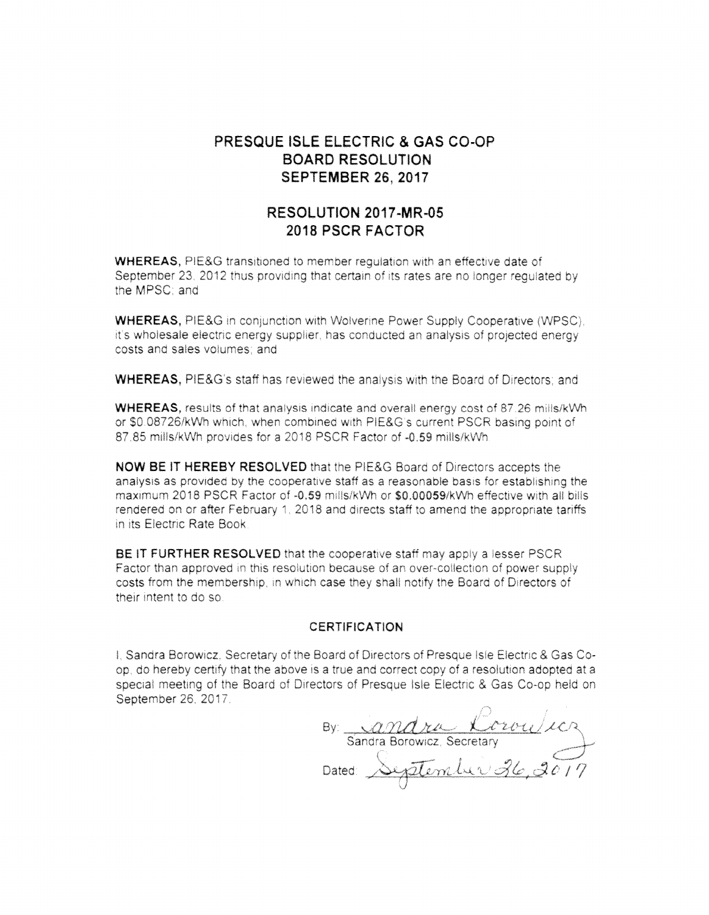# PRESQUE ISLE ELECTRIC & GAS CO-OP
# BOARD RESOLUTION
# SEPTEMBER 26, 2017

## RESOLUTION 2017-MR-05
## 2018 PSCR FACTOR

**WHEREAS,** PIE&G transitioned to member regulation with an effective date of September 23, 2012 thus providing that certain of its rates are no longer regulated by the MPSC; and

**WHEREAS,** PIE&G in conjunction with Wolverine Power Supply Cooperative (WPSC), it's wholesale electric energy supplier, has conducted an analysis of projected energy costs and sales volumes; and

**WHEREAS,** PIE&G's staff has reviewed the analysis with the Board of Directors; and

**WHEREAS,** results of that analysis indicate and overall energy cost of 87.26 mills/kWh or $0.08726/kWh which, when combined with PIE&G's current PSCR basing point of 87.85 mills/kWh provides for a 2018 PSCR Factor of **-0.59** mills/kWh.

**NOW BE IT HEREBY RESOLVED** that the PIE&G Board of Directors accepts the analysis as provided by the cooperative staff as a reasonable basis for establishing the maximum 2018 PSCR Factor of **-0.59** mills/kWh or **$0.00059**/kWh effective with all bills rendered on or after February 1, 2018 and directs staff to amend the appropriate tariffs in its Electric Rate Book.

**BE IT FURTHER RESOLVED** that the cooperative staff may apply a lesser PSCR Factor than approved in this resolution because of an over-collection of power supply costs from the membership, in which case they shall notify the Board of Directors of their intent to do so.

### CERTIFICATION

I, Sandra Borowicz, Secretary of the Board of Directors of Presque Isle Electric & Gas Co-op, do hereby certify that the above is a true and correct copy of a resolution adopted at a special meeting of the Board of Directors of Presque Isle Electric & Gas Co-op held on September 26, 2017.

By: *Sandra Borowicz*
Sandra Borowicz, Secretary

Dated: *September 26, 2017*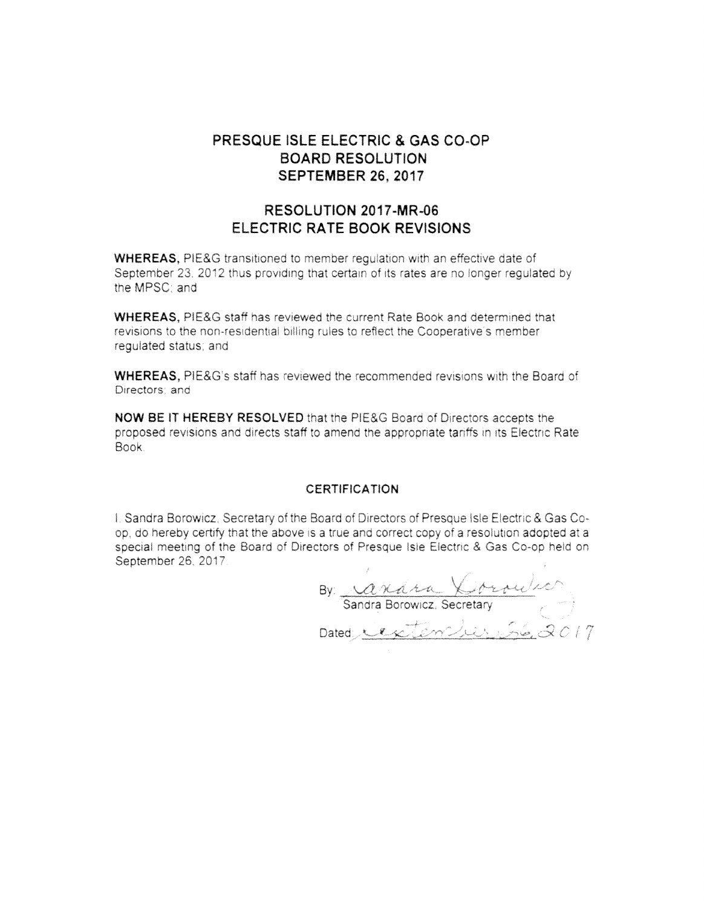# PRESQUE ISLE ELECTRIC & GAS CO-OP
# BOARD RESOLUTION
# SEPTEMBER 26, 2017

## RESOLUTION 2017-MR-06
## ELECTRIC RATE BOOK REVISIONS

**WHEREAS,** PIE&G transitioned to member regulation with an effective date of September 23, 2012 thus providing that certain of its rates are no longer regulated by the MPSC; and

**WHEREAS,** PIE&G staff has reviewed the current Rate Book and determined that revisions to the non-residential billing rules to reflect the Cooperative's member regulated status; and

**WHEREAS,** PIE&G's staff has reviewed the recommended revisions with the Board of Directors; and

**NOW BE IT HEREBY RESOLVED** that the PIE&G Board of Directors accepts the proposed revisions and directs staff to amend the appropriate tariffs in its Electric Rate Book.

### CERTIFICATION

I, Sandra Borowicz, Secretary of the Board of Directors of Presque Isle Electric & Gas Co-op, do hereby certify that the above is a true and correct copy of a resolution adopted at a special meeting of the Board of Directors of Presque Isle Electric & Gas Co-op held on September 26, 2017.

By: Sandra Borowicz
Sandra Borowicz, Secretary

Dated: September 26, 2017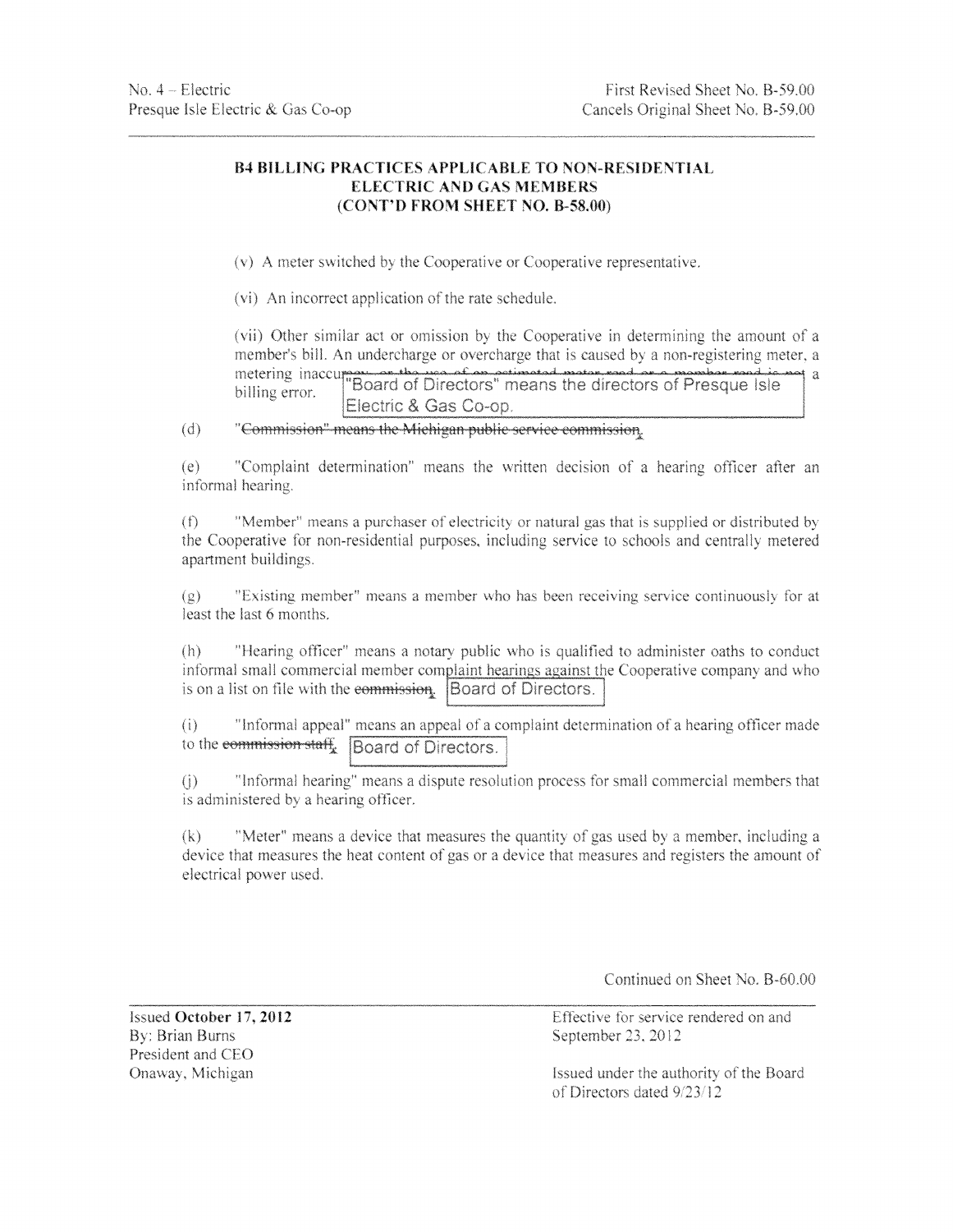No. 4 – Electric
Presque Isle Electric & Gas Co-op

First Revised Sheet No. B-59.00
Cancels Original Sheet No. B-59.00

### B4 BILLING PRACTICES APPLICABLE TO NON-RESIDENTIAL ELECTRIC AND GAS MEMBERS (CONT'D FROM SHEET NO. B-58.00)

(v) A meter switched by the Cooperative or Cooperative representative.

(vi) An incorrect application of the rate schedule.

(vii) Other similar act or omission by the Cooperative in determining the amount of a member's bill. An undercharge or overcharge that is caused by a non-registering meter, a metering inaccuracy, or the use of an estimated meter read or a member read is not a billing error.

"Board of Directors" means the directors of Presque Isle Electric & Gas Co-op.

(d) ~~"Commission" means the Michigan public service commission.~~

(e) "Complaint determination" means the written decision of a hearing officer after an informal hearing.

(f) "Member" means a purchaser of electricity or natural gas that is supplied or distributed by the Cooperative for non-residential purposes, including service to schools and centrally metered apartment buildings.

(g) "Existing member" means a member who has been receiving service continuously for at least the last 6 months.

(h) "Hearing officer" means a notary public who is qualified to administer oaths to conduct informal small commercial member complaint hearings against the Cooperative company and who is on a list on file with the ~~commission.~~ Board of Directors.

(i) "Informal appeal" means an appeal of a complaint determination of a hearing officer made to the ~~commission staff.~~ Board of Directors.

(j) "Informal hearing" means a dispute resolution process for small commercial members that is administered by a hearing officer.

(k) "Meter" means a device that measures the quantity of gas used by a member, including a device that measures the heat content of gas or a device that measures and registers the amount of electrical power used.

Continued on Sheet No. B-60.00

Issued **October 17, 2012**
By: Brian Burns
President and CEO
Onaway, Michigan

Effective for service rendered on and September 23, 2012

Issued under the authority of the Board of Directors dated 9/23/12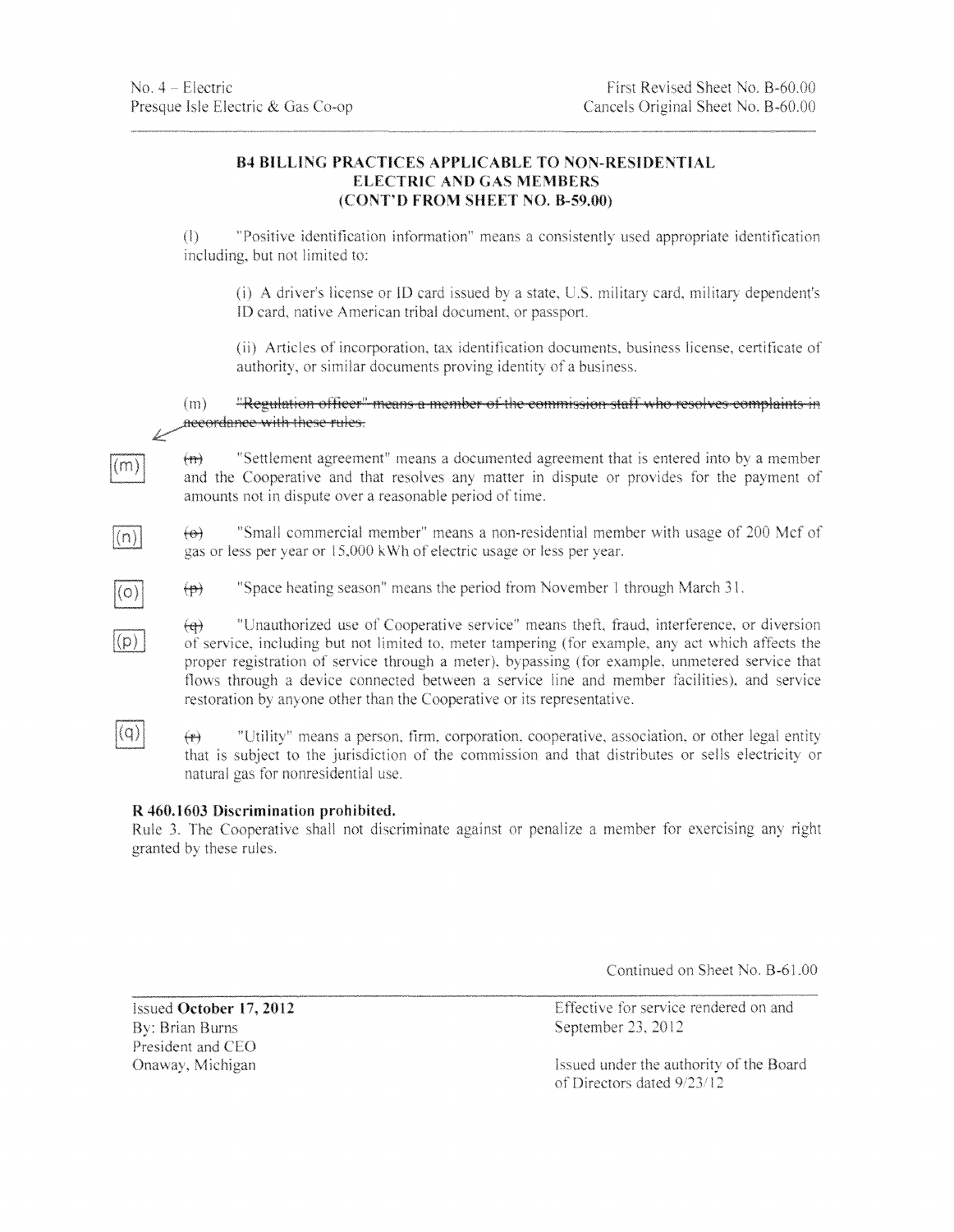No. 4 – Electric
Presque Isle Electric & Gas Co-op

First Revised Sheet No. B-60.00
Cancels Original Sheet No. B-60.00

### B4 BILLING PRACTICES APPLICABLE TO NON-RESIDENTIAL ELECTRIC AND GAS MEMBERS (CONT'D FROM SHEET NO. B-59.00)

(l) "Positive identification information" means a consistently used appropriate identification including, but not limited to:

(i) A driver's license or ID card issued by a state, U.S. military card, military dependent's ID card, native American tribal document, or passport.

(ii) Articles of incorporation, tax identification documents, business license, certificate of authority, or similar documents proving identity of a business.

(m) ~~"Regulation officer" means a member of the commission staff who resolves complaints in accordance with these rules.~~

(m) ~~(n)~~ "Settlement agreement" means a documented agreement that is entered into by a member and the Cooperative and that resolves any matter in dispute or provides for the payment of amounts not in dispute over a reasonable period of time.

(n) ~~(o)~~ "Small commercial member" means a non-residential member with usage of 200 Mcf of gas or less per year or 15,000 kWh of electric usage or less per year.

(o) ~~(p)~~ "Space heating season" means the period from November 1 through March 31.

(p) ~~(q)~~ "Unauthorized use of Cooperative service" means theft, fraud, interference, or diversion of service, including but not limited to, meter tampering (for example, any act which affects the proper registration of service through a meter), bypassing (for example, unmetered service that flows through a device connected between a service line and member facilities), and service restoration by anyone other than the Cooperative or its representative.

(q) ~~(r)~~ "Utility" means a person, firm, corporation, cooperative, association, or other legal entity that is subject to the jurisdiction of the commission and that distributes or sells electricity or natural gas for nonresidential use.

**R 460.1603 Discrimination prohibited.**

Rule 3. The Cooperative shall not discriminate against or penalize a member for exercising any right granted by these rules.

Continued on Sheet No. B-61.00

Issued **October 17, 2012**
By: Brian Burns
President and CEO
Onaway, Michigan

Effective for service rendered on and
September 23, 2012

Issued under the authority of the Board of Directors dated 9/23/12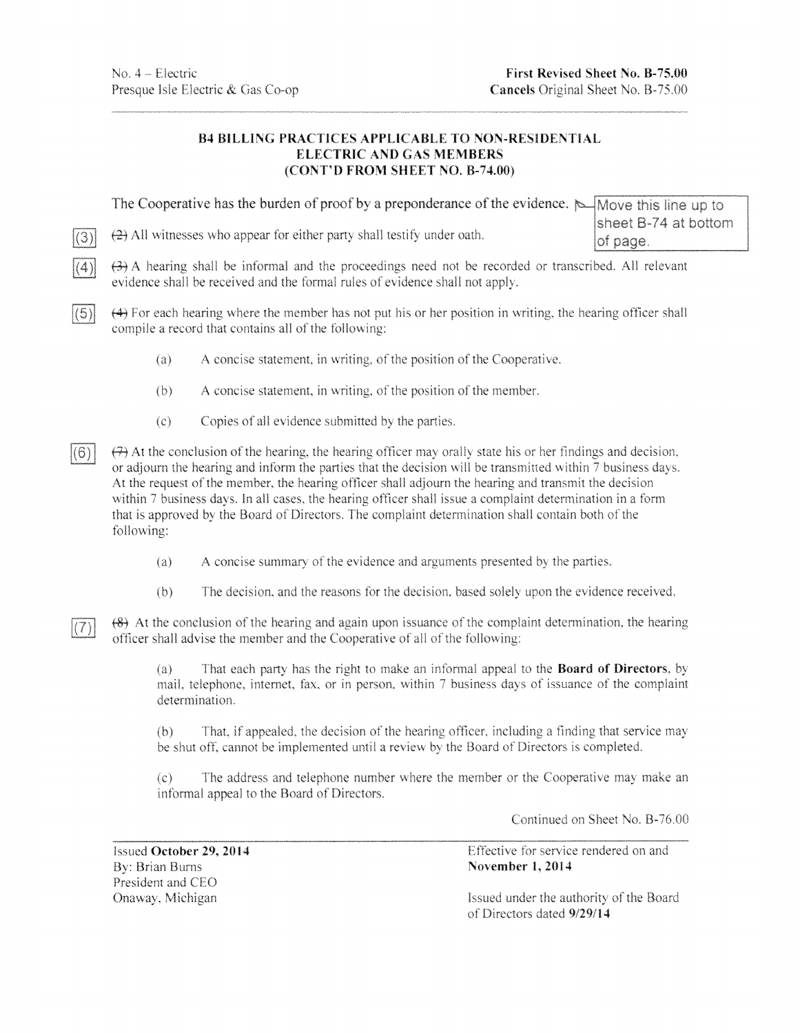No. 4 – Electric
Presque Isle Electric & Gas Co-op

**First Revised Sheet No. B-75.00**
**Cancels** Original Sheet No. B-75.00

### B4 BILLING PRACTICES APPLICABLE TO NON-RESIDENTIAL ELECTRIC AND GAS MEMBERS (CONT'D FROM SHEET NO. B-74.00)

The Cooperative has the burden of proof by a preponderance of the evidence.

Move this line up to sheet B-74 at bottom of page.

[(3)] ~~(2)~~ All witnesses who appear for either party shall testify under oath.

[(4)] ~~(3)~~ A hearing shall be informal and the proceedings need not be recorded or transcribed. All relevant evidence shall be received and the formal rules of evidence shall not apply.

[(5)] ~~(4)~~ For each hearing where the member has not put his or her position in writing, the hearing officer shall compile a record that contains all of the following:

(a) A concise statement, in writing, of the position of the Cooperative.

(b) A concise statement, in writing, of the position of the member.

(c) Copies of all evidence submitted by the parties.

[(6)] ~~(7)~~ At the conclusion of the hearing, the hearing officer may orally state his or her findings and decision, or adjourn the hearing and inform the parties that the decision will be transmitted within 7 business days. At the request of the member, the hearing officer shall adjourn the hearing and transmit the decision within 7 business days. In all cases, the hearing officer shall issue a complaint determination in a form that is approved by the Board of Directors. The complaint determination shall contain both of the following:

(a) A concise summary of the evidence and arguments presented by the parties.

(b) The decision, and the reasons for the decision, based solely upon the evidence received.

[(7)] ~~(8)~~ At the conclusion of the hearing and again upon issuance of the complaint determination, the hearing officer shall advise the member and the Cooperative of all of the following:

(a) That each party has the right to make an informal appeal to the **Board of Directors**, by mail, telephone, internet, fax, or in person, within 7 business days of issuance of the complaint determination.

(b) That, if appealed, the decision of the hearing officer, including a finding that service may be shut off, cannot be implemented until a review by the Board of Directors is completed.

(c) The address and telephone number where the member or the Cooperative may make an informal appeal to the Board of Directors.

Continued on Sheet No. B-76.00

Issued **October 29, 2014**
By: Brian Burns
President and CEO
Onaway, Michigan

Effective for service rendered on and **November 1, 2014**

Issued under the authority of the Board of Directors dated **9/29/14**